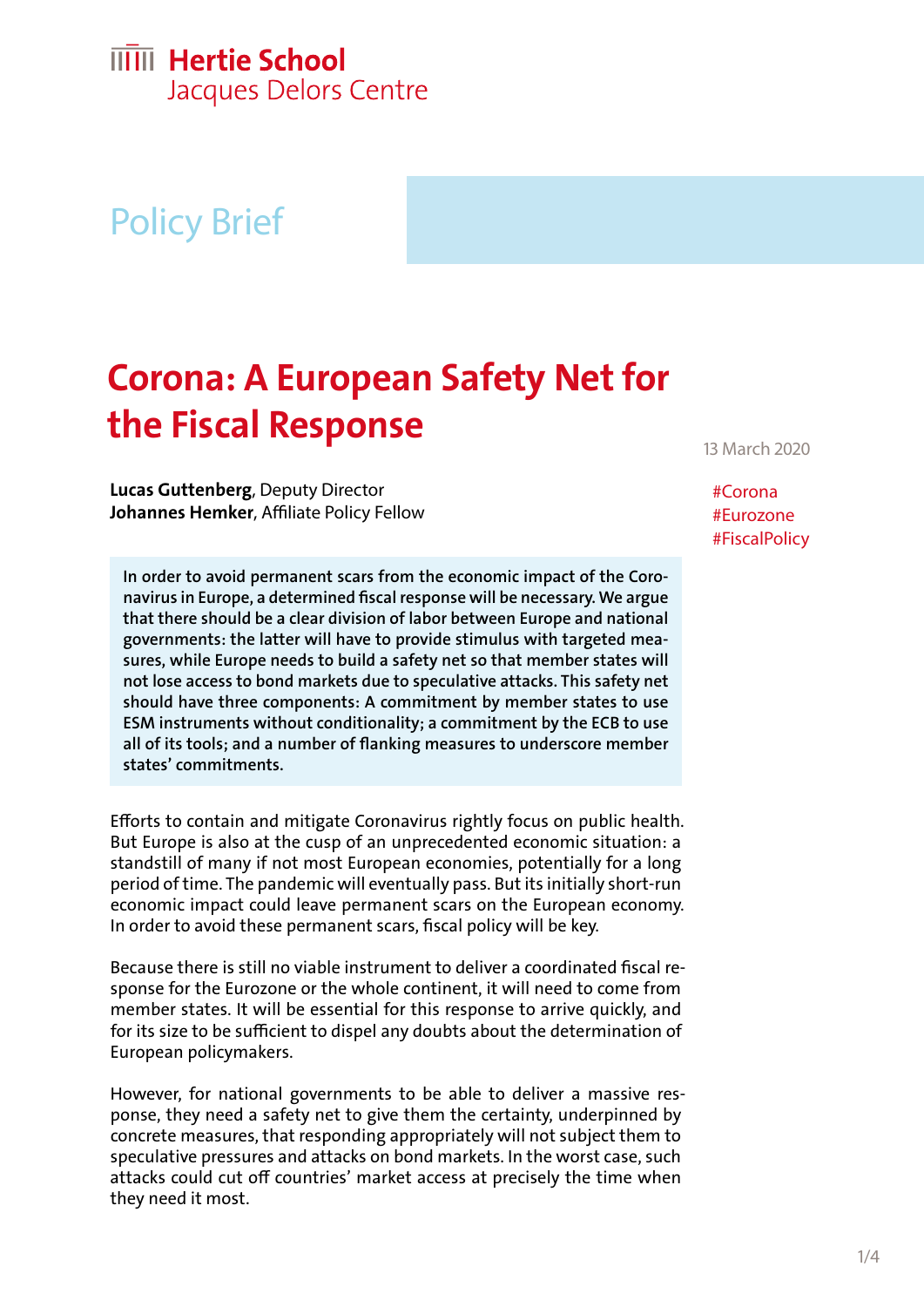Hertie School
Jacques Delors Centre

Policy Brief

# Corona: A European Safety Net for the Fiscal Response

13 March 2020

#Corona
#Eurozone
#FiscalPolicy

**Lucas Guttenberg**, Deputy Director
**Johannes Hemker**, Affiliate Policy Fellow

**In order to avoid permanent scars from the economic impact of the Coronavirus in Europe, a determined fiscal response will be necessary. We argue that there should be a clear division of labor between Europe and national governments: the latter will have to provide stimulus with targeted measures, while Europe needs to build a safety net so that member states will not lose access to bond markets due to speculative attacks. This safety net should have three components: A commitment by member states to use ESM instruments without conditionality; a commitment by the ECB to use all of its tools; and a number of flanking measures to underscore member states' commitments.**

Efforts to contain and mitigate Coronavirus rightly focus on public health. But Europe is also at the cusp of an unprecedented economic situation: a standstill of many if not most European economies, potentially for a long period of time. The pandemic will eventually pass. But its initially short-run economic impact could leave permanent scars on the European economy. In order to avoid these permanent scars, fiscal policy will be key.

Because there is still no viable instrument to deliver a coordinated fiscal response for the Eurozone or the whole continent, it will need to come from member states. It will be essential for this response to arrive quickly, and for its size to be sufficient to dispel any doubts about the determination of European policymakers.

However, for national governments to be able to deliver a massive response, they need a safety net to give them the certainty, underpinned by concrete measures, that responding appropriately will not subject them to speculative pressures and attacks on bond markets. In the worst case, such attacks could cut off countries' market access at precisely the time when they need it most.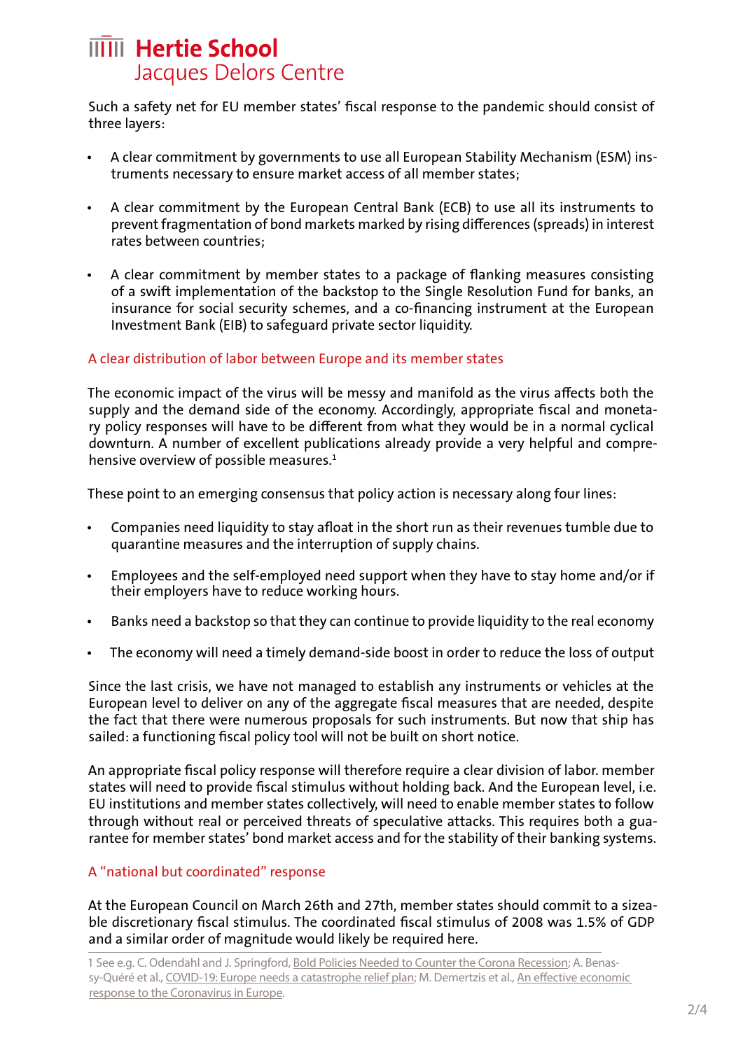Such a safety net for EU member states' fiscal response to the pandemic should consist of three layers:

- A clear commitment by governments to use all European Stability Mechanism (ESM) instruments necessary to ensure market access of all member states;
- A clear commitment by the European Central Bank (ECB) to use all its instruments to prevent fragmentation of bond markets marked by rising differences (spreads) in interest rates between countries;
- A clear commitment by member states to a package of flanking measures consisting of a swift implementation of the backstop to the Single Resolution Fund for banks, an insurance for social security schemes, and a co-financing instrument at the European Investment Bank (EIB) to safeguard private sector liquidity.

## A clear distribution of labor between Europe and its member states

The economic impact of the virus will be messy and manifold as the virus affects both the supply and the demand side of the economy. Accordingly, appropriate fiscal and monetary policy responses will have to be different from what they would be in a normal cyclical downturn. A number of excellent publications already provide a very helpful and comprehensive overview of possible measures.[1]

These point to an emerging consensus that policy action is necessary along four lines:

- Companies need liquidity to stay afloat in the short run as their revenues tumble due to quarantine measures and the interruption of supply chains.
- Employees and the self-employed need support when they have to stay home and/or if their employers have to reduce working hours.
- Banks need a backstop so that they can continue to provide liquidity to the real economy
- The economy will need a timely demand-side boost in order to reduce the loss of output

Since the last crisis, we have not managed to establish any instruments or vehicles at the European level to deliver on any of the aggregate fiscal measures that are needed, despite the fact that there were numerous proposals for such instruments. But now that ship has sailed: a functioning fiscal policy tool will not be built on short notice.

An appropriate fiscal policy response will therefore require a clear division of labor. member states will need to provide fiscal stimulus without holding back. And the European level, i.e. EU institutions and member states collectively, will need to enable member states to follow through without real or perceived threats of speculative attacks. This requires both a guarantee for member states' bond market access and for the stability of their banking systems.

## A "national but coordinated" response

At the European Council on March 26th and 27th, member states should commit to a sizeable discretionary fiscal stimulus. The coordinated fiscal stimulus of 2008 was 1.5% of GDP and a similar order of magnitude would likely be required here.

[1] See e.g. C. Odendahl and J. Springford, Bold Policies Needed to Counter the Corona Recession; A. Benassy-Quéré et al., COVID-19: Europe needs a catastrophe relief plan; M. Demertzis et al., An effective economic response to the Coronavirus in Europe.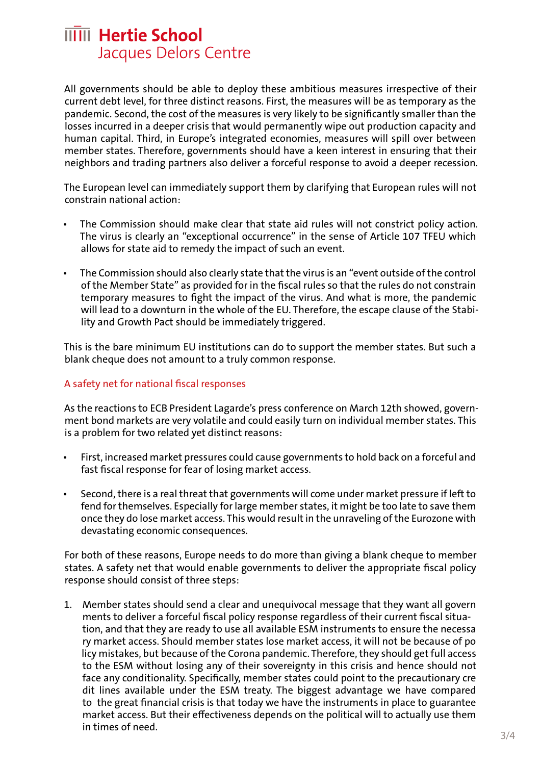All governments should be able to deploy these ambitious measures irrespective of their current debt level, for three distinct reasons. First, the measures will be as temporary as the pandemic. Second, the cost of the measures is very likely to be significantly smaller than the losses incurred in a deeper crisis that would permanently wipe out production capacity and human capital. Third, in Europe's integrated economies, measures will spill over between member states. Therefore, governments should have a keen interest in ensuring that their neighbors and trading partners also deliver a forceful response to avoid a deeper recession.

The European level can immediately support them by clarifying that European rules will not constrain national action:

- The Commission should make clear that state aid rules will not constrict policy action. The virus is clearly an "exceptional occurrence" in the sense of Article 107 TFEU which allows for state aid to remedy the impact of such an event.

- The Commission should also clearly state that the virus is an "event outside of the control of the Member State" as provided for in the fiscal rules so that the rules do not constrain temporary measures to fight the impact of the virus. And what is more, the pandemic will lead to a downturn in the whole of the EU. Therefore, the escape clause of the Stability and Growth Pact should be immediately triggered.

This is the bare minimum EU institutions can do to support the member states. But such a blank cheque does not amount to a truly common response.

## A safety net for national fiscal responses

As the reactions to ECB President Lagarde's press conference on March 12th showed, government bond markets are very volatile and could easily turn on individual member states. This is a problem for two related yet distinct reasons:

- First, increased market pressures could cause governments to hold back on a forceful and fast fiscal response for fear of losing market access.

- Second, there is a real threat that governments will come under market pressure if left to fend for themselves. Especially for large member states, it might be too late to save them once they do lose market access. This would result in the unraveling of the Eurozone with devastating economic consequences.

For both of these reasons, Europe needs to do more than giving a blank cheque to member states. A safety net that would enable governments to deliver the appropriate fiscal policy response should consist of three steps:

1. Member states should send a clear and unequivocal message that they want all governments to deliver a forceful fiscal policy response regardless of their current fiscal situation, and that they are ready to use all available ESM instruments to ensure the necessary market access. Should member states lose market access, it will not be because of policy mistakes, but because of the Corona pandemic. Therefore, they should get full access to the ESM without losing any of their sovereignty in this crisis and hence should not face any conditionality. Specifically, member states could point to the precautionary credit lines available under the ESM treaty. The biggest advantage we have compared to the great financial crisis is that today we have the instruments in place to guarantee market access. But their effectiveness depends on the political will to actually use them in times of need.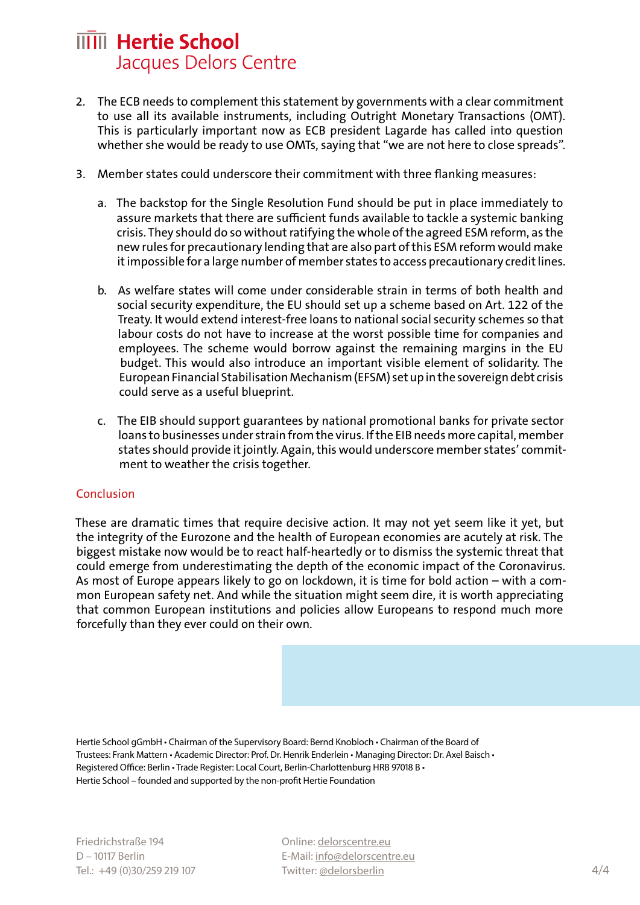2. The ECB needs to complement this statement by governments with a clear commitment to use all its available instruments, including Outright Monetary Transactions (OMT). This is particularly important now as ECB president Lagarde has called into question whether she would be ready to use OMTs, saying that "we are not here to close spreads".

3. Member states could underscore their commitment with three flanking measures:

   a. The backstop for the Single Resolution Fund should be put in place immediately to assure markets that there are sufficient funds available to tackle a systemic banking crisis. They should do so without ratifying the whole of the agreed ESM reform, as the new rules for precautionary lending that are also part of this ESM reform would make it impossible for a large number of member states to access precautionary credit lines.

   b. As welfare states will come under considerable strain in terms of both health and social security expenditure, the EU should set up a scheme based on Art. 122 of the Treaty. It would extend interest-free loans to national social security schemes so that labour costs do not have to increase at the worst possible time for companies and employees. The scheme would borrow against the remaining margins in the EU budget. This would also introduce an important visible element of solidarity. The European Financial Stabilisation Mechanism (EFSM) set up in the sovereign debt crisis could serve as a useful blueprint.

   c. The EIB should support guarantees by national promotional banks for private sector loans to businesses under strain from the virus. If the EIB needs more capital, member states should provide it jointly. Again, this would underscore member states' commitment to weather the crisis together.

## Conclusion

These are dramatic times that require decisive action. It may not yet seem like it yet, but the integrity of the Eurozone and the health of European economies are acutely at risk. The biggest mistake now would be to react half-heartedly or to dismiss the systemic threat that could emerge from underestimating the depth of the economic impact of the Coronavirus. As most of Europe appears likely to go on lockdown, it is time for bold action – with a common European safety net. And while the situation might seem dire, it is worth appreciating that common European institutions and policies allow Europeans to respond much more forcefully than they ever could on their own.

Hertie School gGmbH • Chairman of the Supervisory Board: Bernd Knobloch • Chairman of the Board of Trustees: Frank Mattern • Academic Director: Prof. Dr. Henrik Enderlein • Managing Director: Dr. Axel Baisch • Registered Office: Berlin • Trade Register: Local Court, Berlin-Charlottenburg HRB 97018 B • Hertie School – founded and supported by the non-profit Hertie Foundation

Friedrichstraße 194
D – 10117 Berlin
Tel.: +49 (0)30/259 219 107

Online: delorscentre.eu
E-Mail: info@delorscentre.eu
Twitter: @delorsberlin